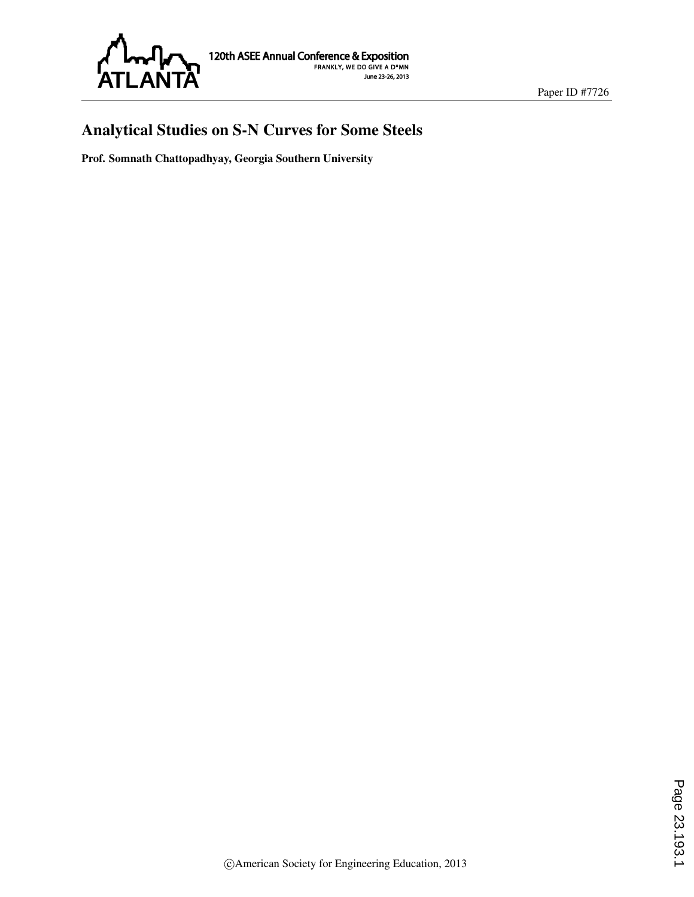# Analytical Studies on S-N Curves for Some Steels

**Prof. Somnath Chattopadhyay, Georgia Southern University**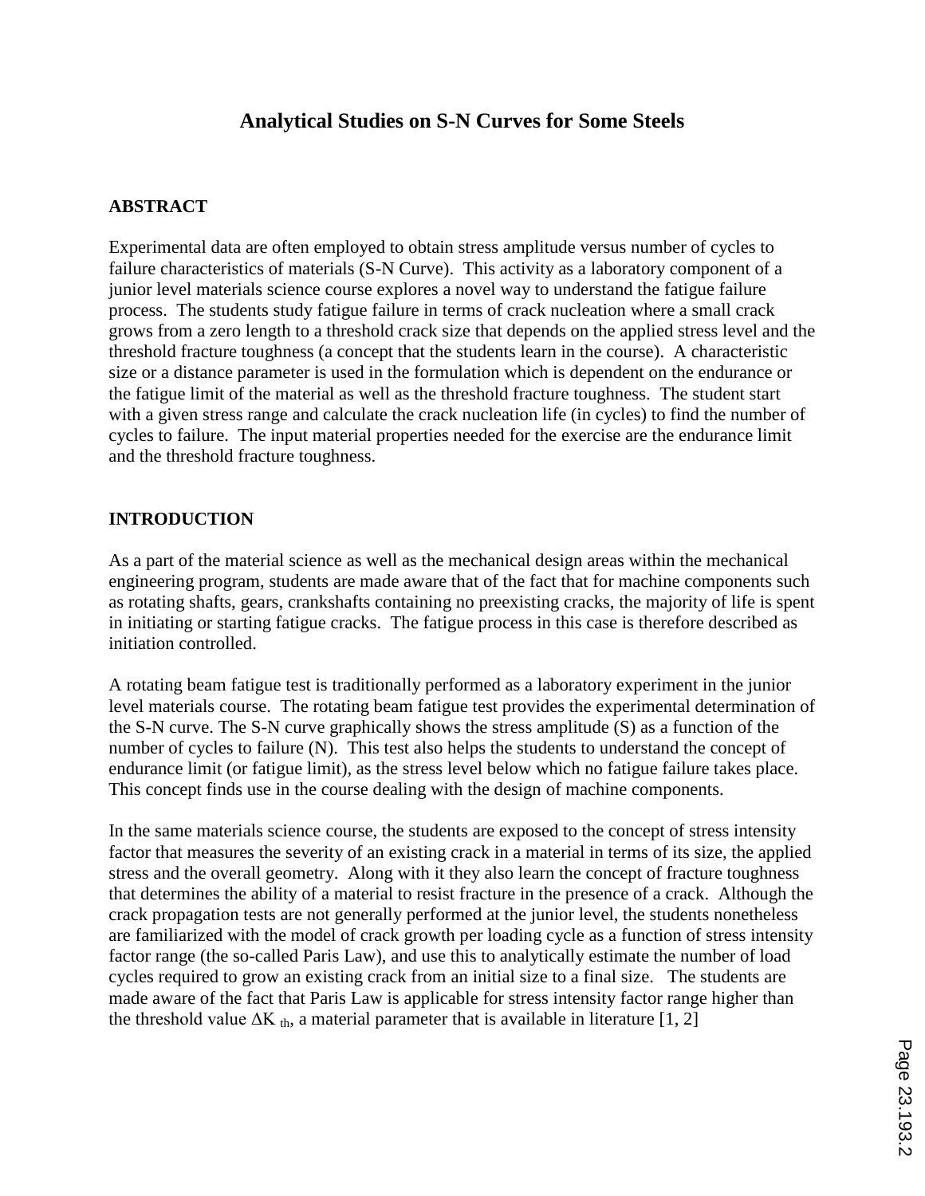# Analytical Studies on S-N Curves for Some Steels

## ABSTRACT

Experimental data are often employed to obtain stress amplitude versus number of cycles to failure characteristics of materials (S-N Curve). This activity as a laboratory component of a junior level materials science course explores a novel way to understand the fatigue failure process. The students study fatigue failure in terms of crack nucleation where a small crack grows from a zero length to a threshold crack size that depends on the applied stress level and the threshold fracture toughness (a concept that the students learn in the course). A characteristic size or a distance parameter is used in the formulation which is dependent on the endurance or the fatigue limit of the material as well as the threshold fracture toughness. The student start with a given stress range and calculate the crack nucleation life (in cycles) to find the number of cycles to failure. The input material properties needed for the exercise are the endurance limit and the threshold fracture toughness.

## INTRODUCTION

As a part of the material science as well as the mechanical design areas within the mechanical engineering program, students are made aware that of the fact that for machine components such as rotating shafts, gears, crankshafts containing no preexisting cracks, the majority of life is spent in initiating or starting fatigue cracks. The fatigue process in this case is therefore described as initiation controlled.

A rotating beam fatigue test is traditionally performed as a laboratory experiment in the junior level materials course. The rotating beam fatigue test provides the experimental determination of the S-N curve. The S-N curve graphically shows the stress amplitude (S) as a function of the number of cycles to failure (N). This test also helps the students to understand the concept of endurance limit (or fatigue limit), as the stress level below which no fatigue failure takes place. This concept finds use in the course dealing with the design of machine components.

In the same materials science course, the students are exposed to the concept of stress intensity factor that measures the severity of an existing crack in a material in terms of its size, the applied stress and the overall geometry. Along with it they also learn the concept of fracture toughness that determines the ability of a material to resist fracture in the presence of a crack. Although the crack propagation tests are not generally performed at the junior level, the students nonetheless are familiarized with the model of crack growth per loading cycle as a function of stress intensity factor range (the so-called Paris Law), and use this to analytically estimate the number of load cycles required to grow an existing crack from an initial size to a final size. The students are made aware of the fact that Paris Law is applicable for stress intensity factor range higher than the threshold value $\Delta K_{th}$, a material parameter that is available in literature [1, 2]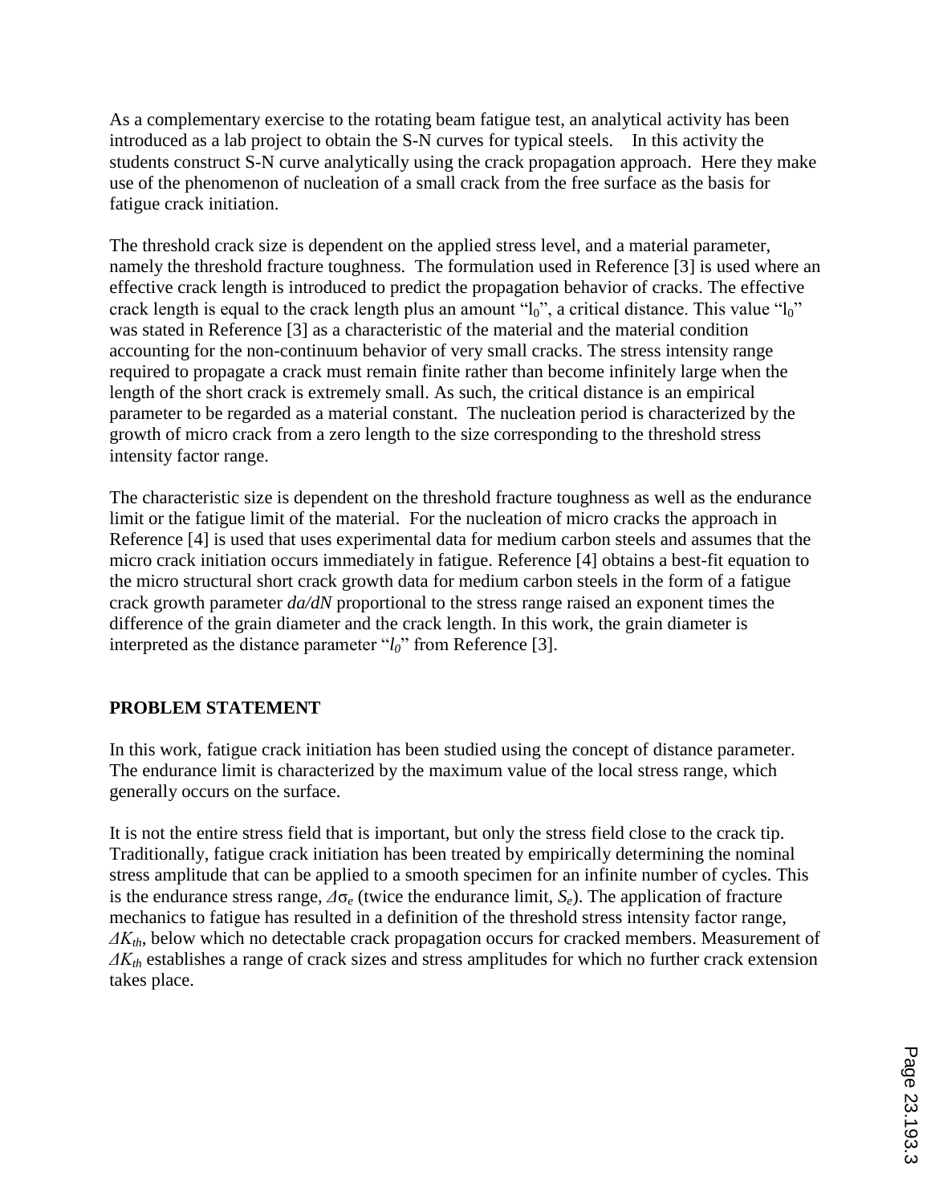As a complementary exercise to the rotating beam fatigue test, an analytical activity has been introduced as a lab project to obtain the S-N curves for typical steels. In this activity the students construct S-N curve analytically using the crack propagation approach. Here they make use of the phenomenon of nucleation of a small crack from the free surface as the basis for fatigue crack initiation.

The threshold crack size is dependent on the applied stress level, and a material parameter, namely the threshold fracture toughness. The formulation used in Reference [3] is used where an effective crack length is introduced to predict the propagation behavior of cracks. The effective crack length is equal to the crack length plus an amount "$l_0$", a critical distance. This value "$l_0$" was stated in Reference [3] as a characteristic of the material and the material condition accounting for the non-continuum behavior of very small cracks. The stress intensity range required to propagate a crack must remain finite rather than become infinitely large when the length of the short crack is extremely small. As such, the critical distance is an empirical parameter to be regarded as a material constant. The nucleation period is characterized by the growth of micro crack from a zero length to the size corresponding to the threshold stress intensity factor range.

The characteristic size is dependent on the threshold fracture toughness as well as the endurance limit or the fatigue limit of the material. For the nucleation of micro cracks the approach in Reference [4] is used that uses experimental data for medium carbon steels and assumes that the micro crack initiation occurs immediately in fatigue. Reference [4] obtains a best-fit equation to the micro structural short crack growth data for medium carbon steels in the form of a fatigue crack growth parameter $da/dN$ proportional to the stress range raised an exponent times the difference of the grain diameter and the crack length. In this work, the grain diameter is interpreted as the distance parameter "$l_0$" from Reference [3].

## PROBLEM STATEMENT

In this work, fatigue crack initiation has been studied using the concept of distance parameter. The endurance limit is characterized by the maximum value of the local stress range, which generally occurs on the surface.

It is not the entire stress field that is important, but only the stress field close to the crack tip. Traditionally, fatigue crack initiation has been treated by empirically determining the nominal stress amplitude that can be applied to a smooth specimen for an infinite number of cycles. This is the endurance stress range, $\Delta\sigma_e$ (twice the endurance limit, $S_e$). The application of fracture mechanics to fatigue has resulted in a definition of the threshold stress intensity factor range, $\Delta K_{th}$, below which no detectable crack propagation occurs for cracked members. Measurement of $\Delta K_{th}$ establishes a range of crack sizes and stress amplitudes for which no further crack extension takes place.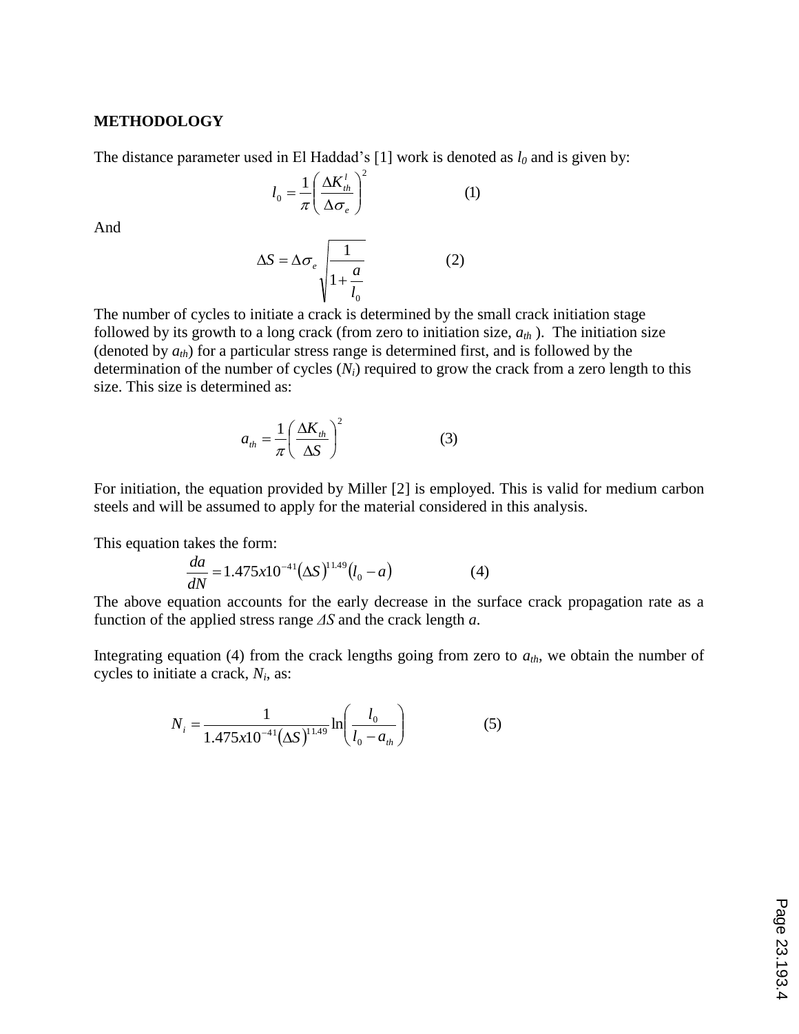## METHODOLOGY

The distance parameter used in El Haddad's [1] work is denoted as $l_0$ and is given by:

$$l_0 = \frac{1}{\pi}\left(\frac{\Delta K_{th}^{l}}{\Delta \sigma_e}\right)^2 \qquad (1)$$

And

$$\Delta S = \Delta \sigma_e \sqrt{\frac{1}{1+\frac{a}{l_0}}} \qquad (2)$$

The number of cycles to initiate a crack is determined by the small crack initiation stage followed by its growth to a long crack (from zero to initiation size, $a_{th}$ ). The initiation size (denoted by $a_{th}$) for a particular stress range is determined first, and is followed by the determination of the number of cycles ($N_i$) required to grow the crack from a zero length to this size. This size is determined as:

$$a_{th} = \frac{1}{\pi}\left(\frac{\Delta K_{th}}{\Delta S}\right)^2 \qquad (3)$$

For initiation, the equation provided by Miller [2] is employed. This is valid for medium carbon steels and will be assumed to apply for the material considered in this analysis.

This equation takes the form:

$$\frac{da}{dN} = 1.475x10^{-41}(\Delta S)^{11.49}(l_0 - a) \qquad (4)$$

The above equation accounts for the early decrease in the surface crack propagation rate as a function of the applied stress range $\Delta S$ and the crack length $a$.

Integrating equation (4) from the crack lengths going from zero to $a_{th}$, we obtain the number of cycles to initiate a crack, $N_i$, as:

$$N_i = \frac{1}{1.475x10^{-41}(\Delta S)^{11.49}} \ln\left(\frac{l_0}{l_0 - a_{th}}\right) \qquad (5)$$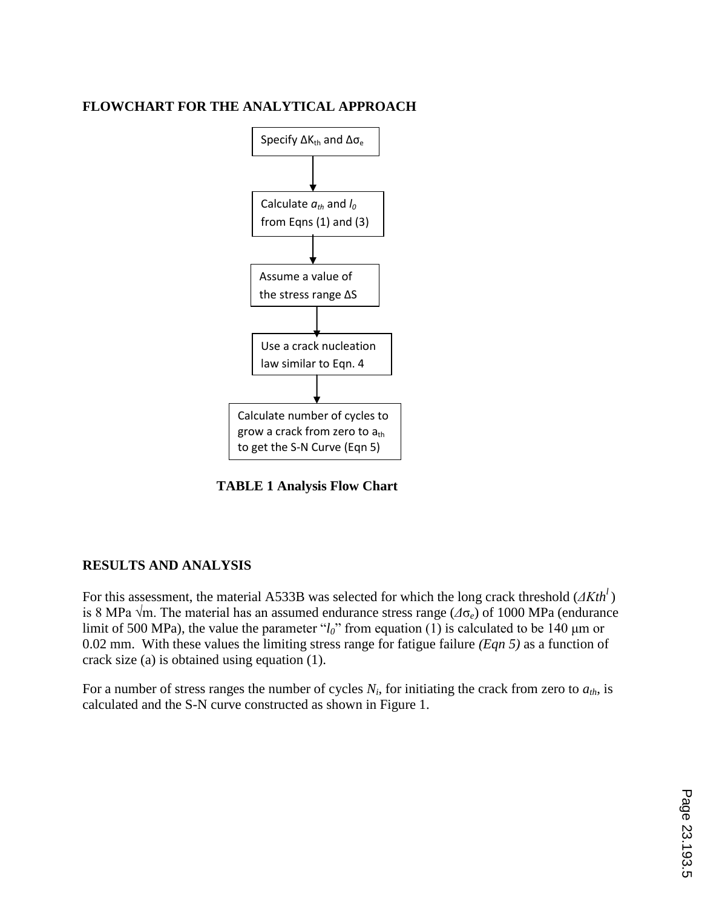## FLOWCHART FOR THE ANALYTICAL APPROACH

Specify $\Delta K_{th}$ and $\Delta\sigma_e$

↓

Calculate $a_{th}$ and $l_0$ from Eqns (1) and (3)

↓

Assume a value of the stress range ΔS

↓

Use a crack nucleation law similar to Eqn. 4

↓

Calculate number of cycles to grow a crack from zero to $a_{th}$ to get the S-N Curve (Eqn 5)

**TABLE 1 Analysis Flow Chart**

## RESULTS AND ANALYSIS

For this assessment, the material A533B was selected for which the long crack threshold ($\Delta Kth^l$) is 8 MPa √m. The material has an assumed endurance stress range ($\Delta\sigma_e$) of 1000 MPa (endurance limit of 500 MPa), the value the parameter "$l_0$" from equation (1) is calculated to be 140 μm or 0.02 mm. With these values the limiting stress range for fatigue failure *(Eqn 5)* as a function of crack size (a) is obtained using equation (1).

For a number of stress ranges the number of cycles $N_i$, for initiating the crack from zero to $a_{th}$, is calculated and the S-N curve constructed as shown in Figure 1.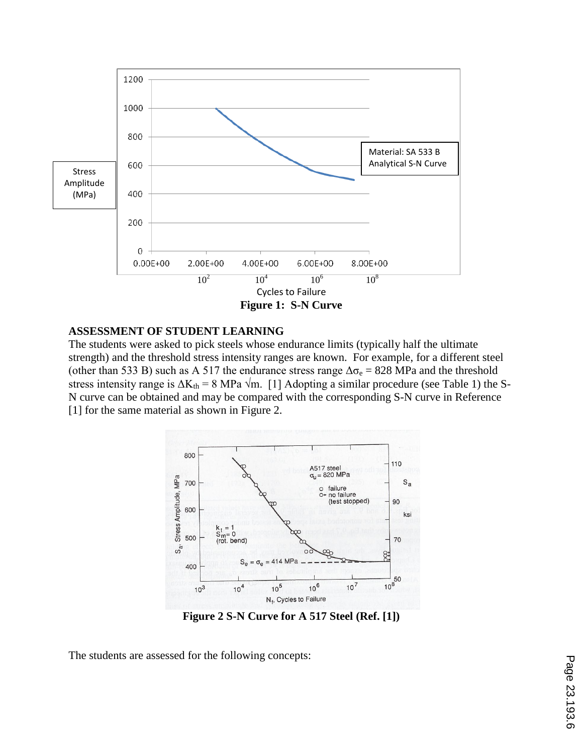**Figure 1: S-N Curve**

### ASSESSMENT OF STUDENT LEARNING

The students were asked to pick steels whose endurance limits (typically half the ultimate strength) and the threshold stress intensity ranges are known. For example, for a different steel (other than 533 B) such as A 517 the endurance stress range $\Delta\sigma_e = 828$ MPa and the threshold stress intensity range is $\Delta K_{th} = 8$ MPa $\sqrt{m}$. [1] Adopting a similar procedure (see Table 1) the S-N curve can be obtained and may be compared with the corresponding S-N curve in Reference [1] for the same material as shown in Figure 2.

**Figure 2 S-N Curve for A 517 Steel (Ref. [1])**

The students are assessed for the following concepts: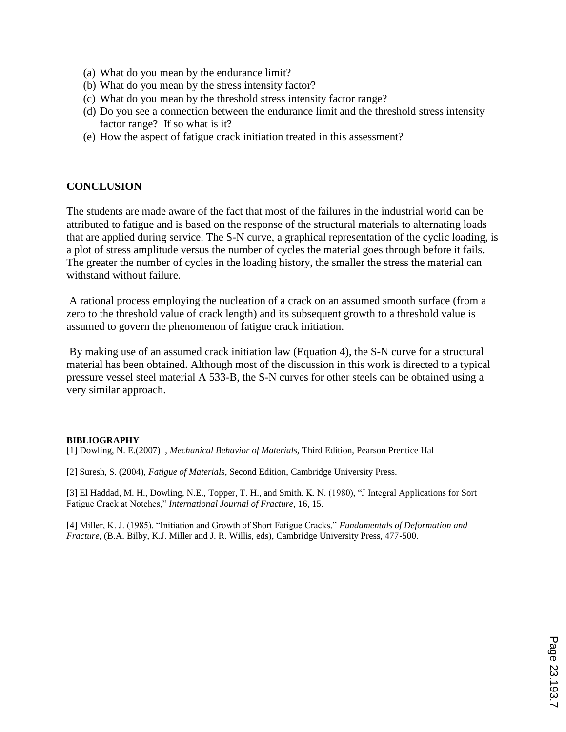(a) What do you mean by the endurance limit?
(b) What do you mean by the stress intensity factor?
(c) What do you mean by the threshold stress intensity factor range?
(d) Do you see a connection between the endurance limit and the threshold stress intensity factor range? If so what is it?
(e) How the aspect of fatigue crack initiation treated in this assessment?

## CONCLUSION

The students are made aware of the fact that most of the failures in the industrial world can be attributed to fatigue and is based on the response of the structural materials to alternating loads that are applied during service. The S-N curve, a graphical representation of the cyclic loading, is a plot of stress amplitude versus the number of cycles the material goes through before it fails. The greater the number of cycles in the loading history, the smaller the stress the material can withstand without failure.

A rational process employing the nucleation of a crack on an assumed smooth surface (from a zero to the threshold value of crack length) and its subsequent growth to a threshold value is assumed to govern the phenomenon of fatigue crack initiation.

By making use of an assumed crack initiation law (Equation 4), the S-N curve for a structural material has been obtained. Although most of the discussion in this work is directed to a typical pressure vessel steel material A 533-B, the S-N curves for other steels can be obtained using a very similar approach.

**BIBLIOGRAPHY**

[1] Dowling, N. E.(2007) , *Mechanical Behavior of Materials*, Third Edition, Pearson Prentice Hal

[2] Suresh, S. (2004), *Fatigue of Materials*, Second Edition, Cambridge University Press.

[3] El Haddad, M. H., Dowling, N.E., Topper, T. H., and Smith. K. N. (1980), "J Integral Applications for Sort Fatigue Crack at Notches," *International Journal of Fracture*, 16, 15.

[4] Miller, K. J. (1985), "Initiation and Growth of Short Fatigue Cracks," *Fundamentals of Deformation and Fracture*, (B.A. Bilby, K.J. Miller and J. R. Willis, eds), Cambridge University Press, 477-500.